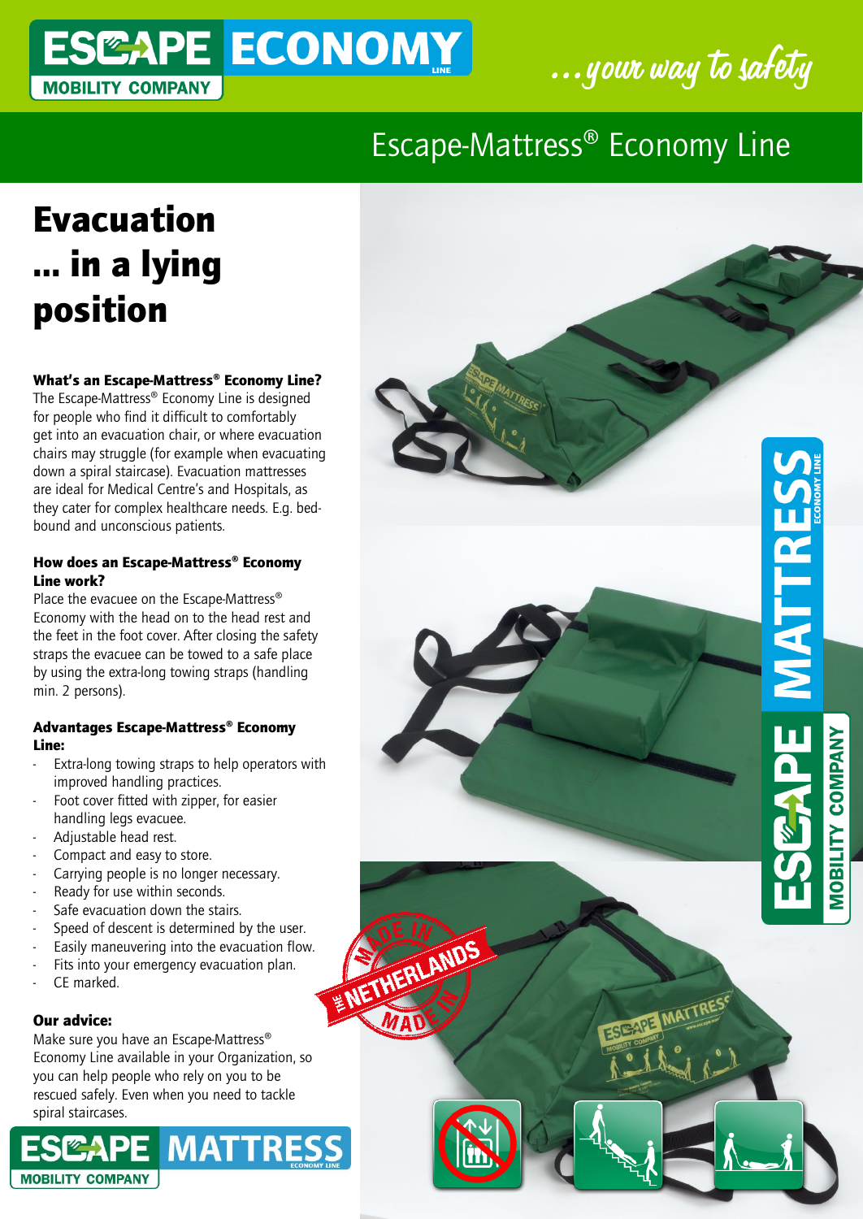ESCAPE ECONOMY LINE
MOBILITY COMPANY

...your way to safety

## Escape-Mattress® Economy Line

# Evacuation ... in a lying position

**What's an Escape-Mattress® Economy Line?**
The Escape-Mattress® Economy Line is designed for people who find it difficult to comfortably get into an evacuation chair, or where evacuation chairs may struggle (for example when evacuating down a spiral staircase). Evacuation mattresses are ideal for Medical Centre's and Hospitals, as they cater for complex healthcare needs. E.g. bed-bound and unconscious patients.

**How does an Escape-Mattress® Economy Line work?**
Place the evacuee on the Escape-Mattress® Economy with the head on to the head rest and the feet in the foot cover. After closing the safety straps the evacuee can be towed to a safe place by using the extra-long towing straps (handling min. 2 persons).

**Advantages Escape-Mattress® Economy Line:**

- Extra-long towing straps to help operators with improved handling practices.
- Foot cover fitted with zipper, for easier handling legs evacuee.
- Adjustable head rest.
- Compact and easy to store.
- Carrying people is no longer necessary.
- Ready for use within seconds.
- Safe evacuation down the stairs.
- Speed of descent is determined by the user.
- Easily maneuvering into the evacuation flow.
- Fits into your emergency evacuation plan.
- CE marked.

**Our advice:**
Make sure you have an Escape-Mattress® Economy Line available in your Organization, so you can help people who rely on you to be rescued safely. Even when you need to tackle spiral staircases.

ESCAPE MATTRESS ECONOMY LINE
MOBILITY COMPANY

MADE IN THE NETHERLANDS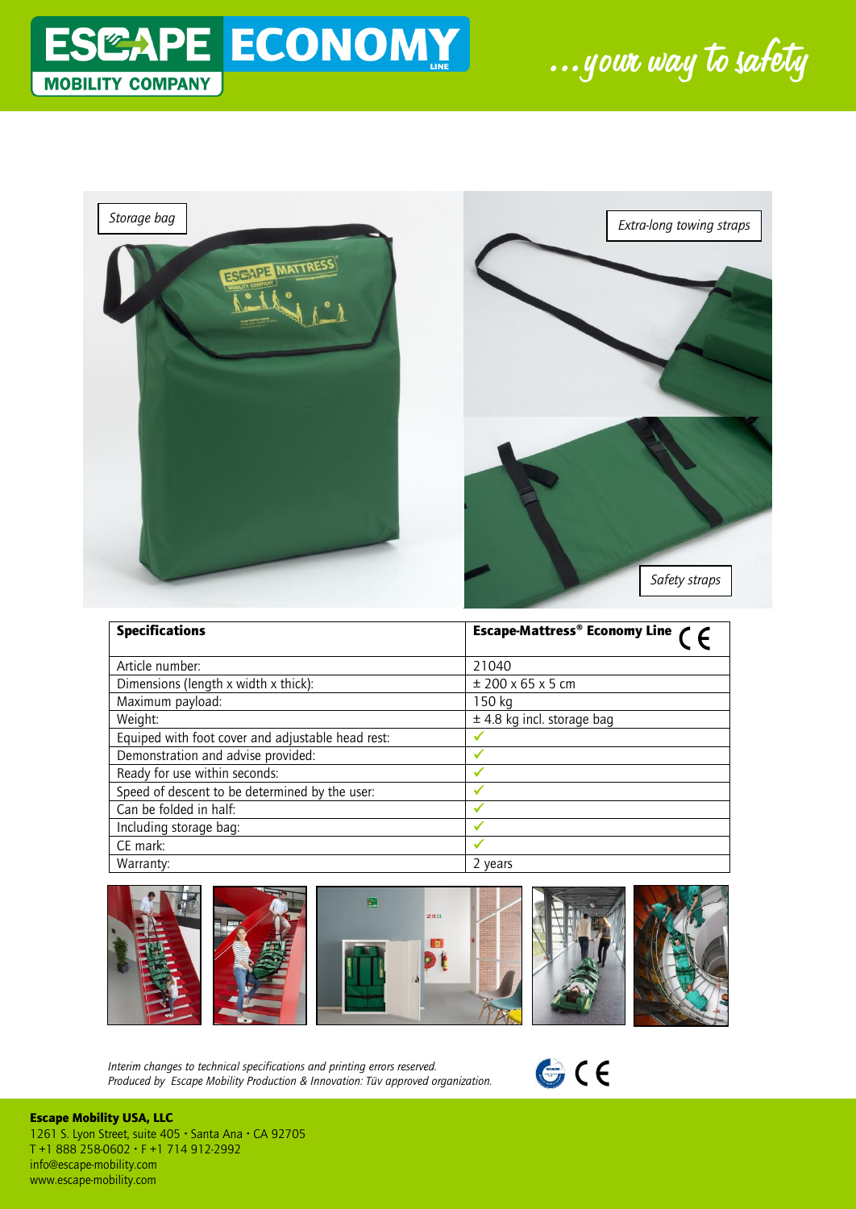# ESCAPE ECONOMY LINE

MOBILITY COMPANY

*...your way to safety*

*Storage bag*

*Extra-long towing straps*

*Safety straps*

| **Specifications** | **Escape-Mattress® Economy Line** CE |
|---|---|
| Article number: | 21040 |
| Dimensions (length x width x thick): | ± 200 x 65 x 5 cm |
| Maximum payload: | 150 kg |
| Weight: | ± 4.8 kg incl. storage bag |
| Equiped with foot cover and adjustable head rest: | ✓ |
| Demonstration and advise provided: | ✓ |
| Ready for use within seconds: | ✓ |
| Speed of descent to be determined by the user: | ✓ |
| Can be folded in half: | ✓ |
| Including storage bag: | ✓ |
| CE mark: | ✓ |
| Warranty: | 2 years |

*Interim changes to technical specifications and printing errors reserved.*
*Produced by Escape Mobility Production & Innovation: Tüv approved organization.*

**Escape Mobility USA, LLC**
1261 S. Lyon Street, suite 405 · Santa Ana · CA 92705
T +1 888 258-0602 · F +1 714 912-2992
info@escape-mobility.com
www.escape-mobility.com